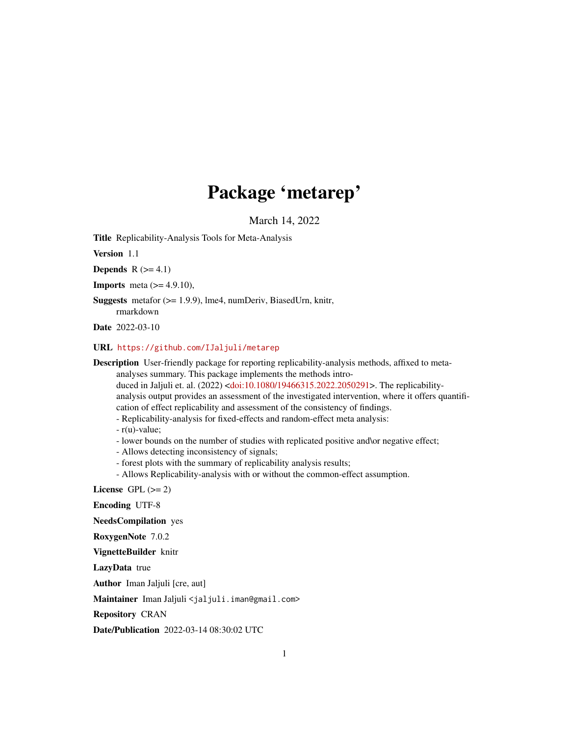# Package 'metarep'

March 14, 2022

**Title** Replicability-Analysis Tools for Meta-Analysis

**Version** 1.1

**Depends** R (>= 4.1)

**Imports** meta (>= 4.9.10),

**Suggests** metafor (>= 1.9.9), lme4, numDeriv, BiasedUrn, knitr, rmarkdown

**Date** 2022-03-10

**URL** https://github.com/IJaljuli/metarep

**Description** User-friendly package for reporting replicability-analysis methods, affixed to meta-analyses summary. This package implements the methods introduced in Jaljuli et. al. (2022) <doi:10.1080/19466315.2022.2050291>. The replicability-analysis output provides an assessment of the investigated intervention, where it offers quantification of effect replicability and assessment of the consistency of findings.
- Replicability-analysis for fixed-effects and random-effect meta analysis:
- r(u)-value;
- lower bounds on the number of studies with replicated positive and\or negative effect;
- Allows detecting inconsistency of signals;
- forest plots with the summary of replicability analysis results;
- Allows Replicability-analysis with or without the common-effect assumption.

**License** GPL (>= 2)

**Encoding** UTF-8

**NeedsCompilation** yes

**RoxygenNote** 7.0.2

**VignetteBuilder** knitr

**LazyData** true

**Author** Iman Jaljuli [cre, aut]

**Maintainer** Iman Jaljuli <jaljuli.iman@gmail.com>

**Repository** CRAN

**Date/Publication** 2022-03-14 08:30:02 UTC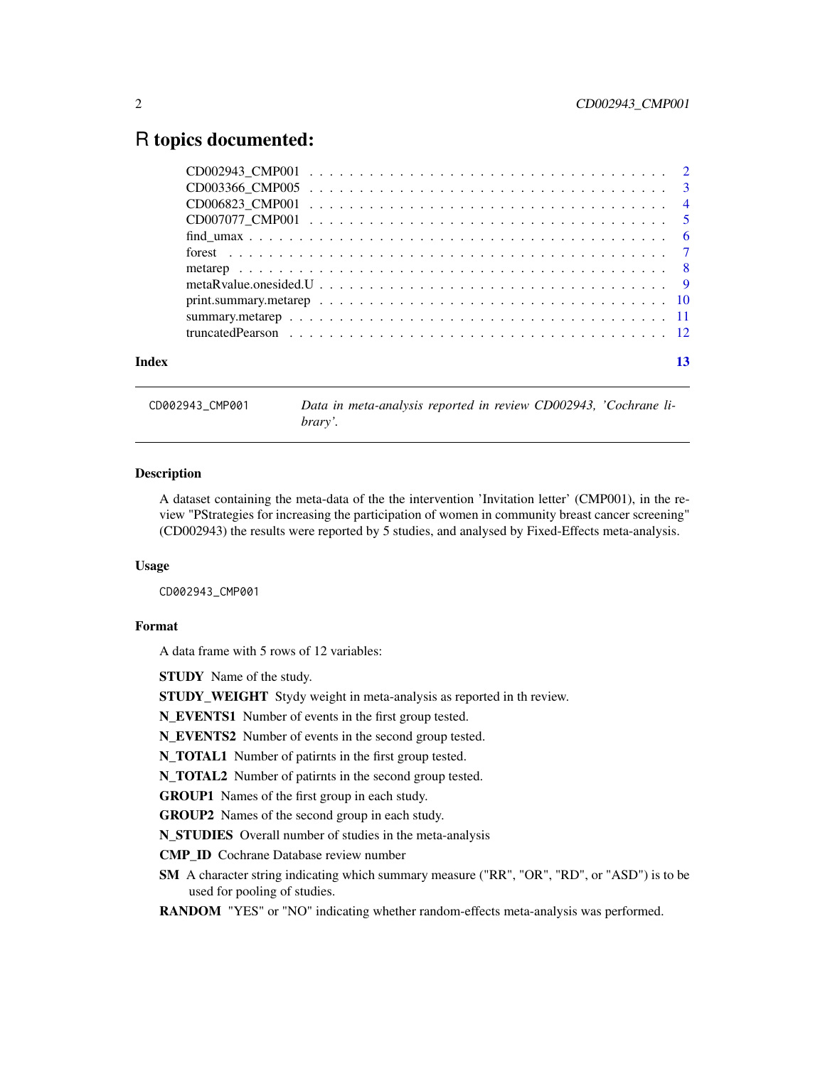# R topics documented:

| | |
|---|---|
| CD002943_CMP001 | 2 |
| CD003366_CMP005 | 3 |
| CD006823_CMP001 | 4 |
| CD007077_CMP001 | 5 |
| find_umax | 6 |
| forest | 7 |
| metarep | 8 |
| metaRvalue.onesided.U | 9 |
| print.summary.metarep | 10 |
| summary.metarep | 11 |
| truncatedPearson | 12 |
| **Index** | **13** |

---

`CD002943_CMP001` *Data in meta-analysis reported in review CD002943, 'Cochrane library'.*

---

### Description

A dataset containing the meta-data of the the intervention 'Invitation letter' (CMP001), in the review "PStrategies for increasing the participation of women in community breast cancer screening" (CD002943) the results were reported by 5 studies, and analysed by Fixed-Effects meta-analysis.

### Usage

```
CD002943_CMP001
```

### Format

A data frame with 5 rows of 12 variables:

**STUDY** Name of the study.

**STUDY_WEIGHT** Stydy weight in meta-analysis as reported in th review.

**N_EVENTS1** Number of events in the first group tested.

**N_EVENTS2** Number of events in the second group tested.

**N_TOTAL1** Number of patirnts in the first group tested.

**N_TOTAL2** Number of patirnts in the second group tested.

**GROUP1** Names of the first group in each study.

**GROUP2** Names of the second group in each study.

**N_STUDIES** Overall number of studies in the meta-analysis

**CMP_ID** Cochrane Database review number

**SM** A character string indicating which summary measure ("RR", "OR", "RD", or "ASD") is to be used for pooling of studies.

**RANDOM** "YES" or "NO" indicating whether random-effects meta-analysis was performed.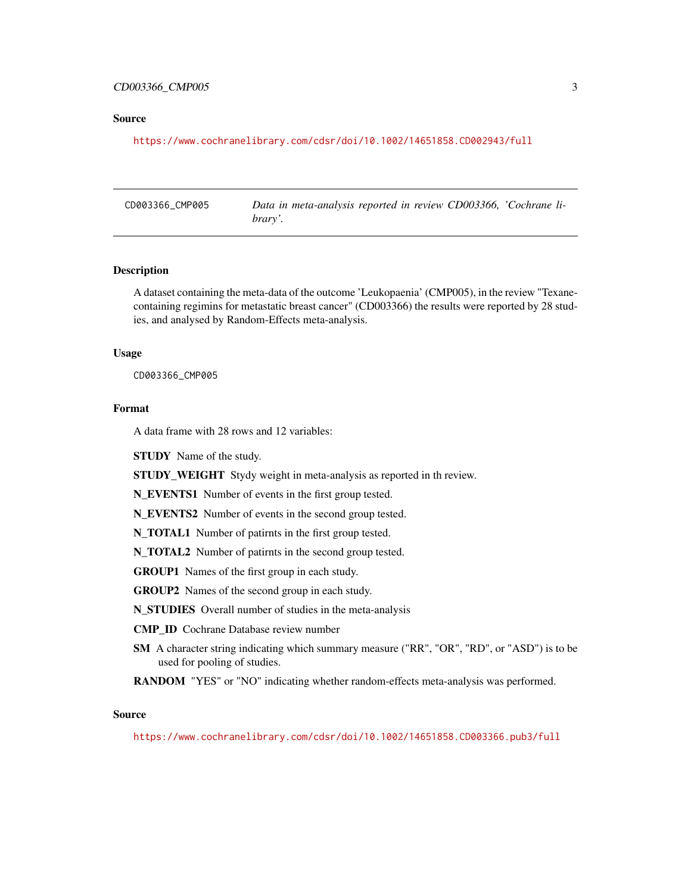## Source

https://www.cochranelibrary.com/cdsr/doi/10.1002/14651858.CD002943/full

---

CD003366_CMP005 — *Data in meta-analysis reported in review CD003366, 'Cochrane library'.*

---

## Description

A dataset containing the meta-data of the outcome 'Leukopaenia' (CMP005), in the review "Texane-containing regimins for metastatic breast cancer" (CD003366) the results were reported by 28 studies, and analysed by Random-Effects meta-analysis.

## Usage

```
CD003366_CMP005
```

## Format

A data frame with 28 rows and 12 variables:

**STUDY** Name of the study.

**STUDY_WEIGHT** Stydy weight in meta-analysis as reported in th review.

**N_EVENTS1** Number of events in the first group tested.

**N_EVENTS2** Number of events in the second group tested.

**N_TOTAL1** Number of patirnts in the first group tested.

**N_TOTAL2** Number of patirnts in the second group tested.

**GROUP1** Names of the first group in each study.

**GROUP2** Names of the second group in each study.

**N_STUDIES** Overall number of studies in the meta-analysis

**CMP_ID** Cochrane Database review number

**SM** A character string indicating which summary measure ("RR", "OR", "RD", or "ASD") is to be used for pooling of studies.

**RANDOM** "YES" or "NO" indicating whether random-effects meta-analysis was performed.

## Source

https://www.cochranelibrary.com/cdsr/doi/10.1002/14651858.CD003366.pub3/full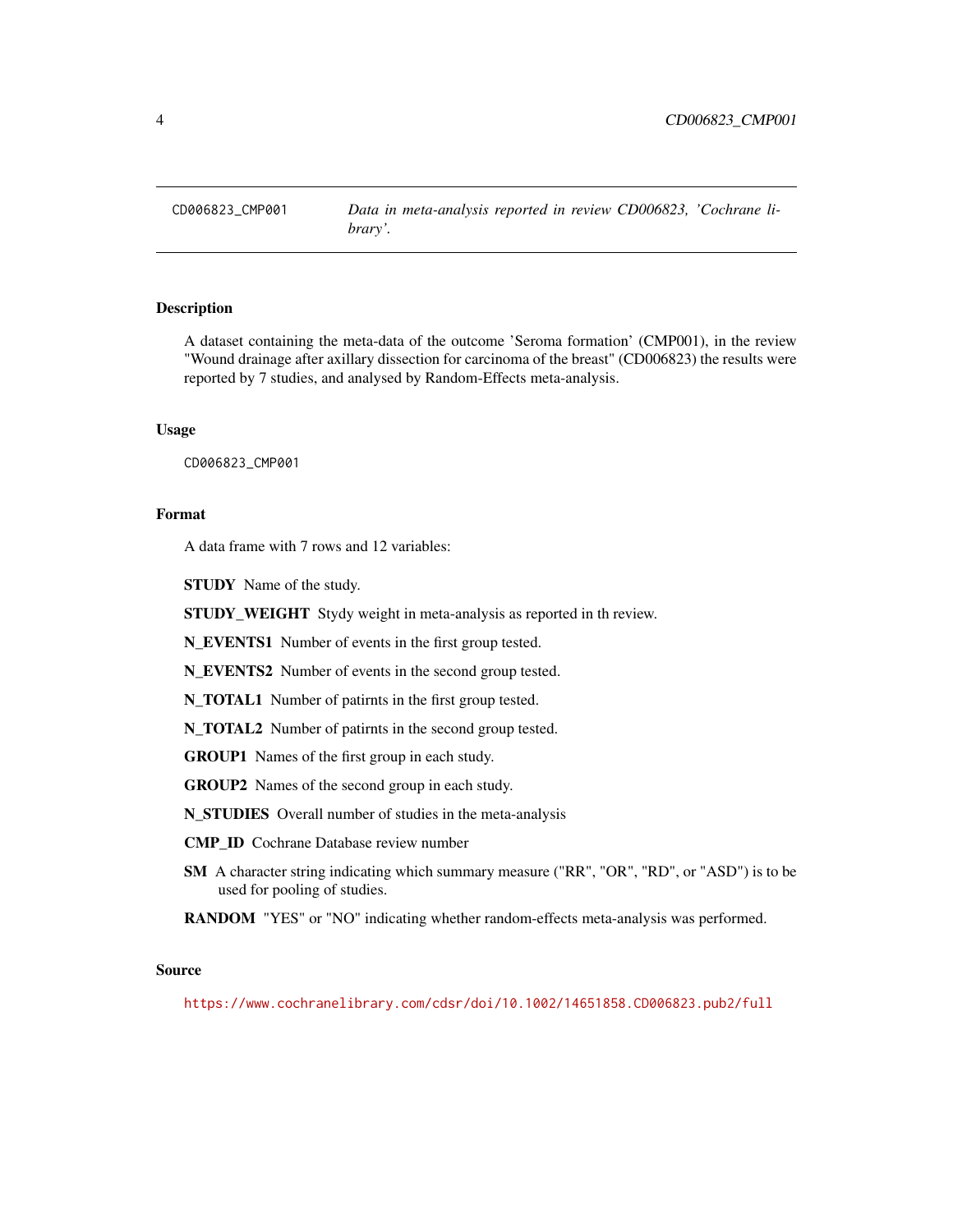CD006823_CMP001 *Data in meta-analysis reported in review CD006823, 'Cochrane library'.*

## Description

A dataset containing the meta-data of the outcome 'Seroma formation' (CMP001), in the review "Wound drainage after axillary dissection for carcinoma of the breast" (CD006823) the results were reported by 7 studies, and analysed by Random-Effects meta-analysis.

## Usage

```
CD006823_CMP001
```

## Format

A data frame with 7 rows and 12 variables:

**STUDY** Name of the study.

**STUDY_WEIGHT** Stydy weight in meta-analysis as reported in th review.

**N_EVENTS1** Number of events in the first group tested.

**N_EVENTS2** Number of events in the second group tested.

**N_TOTAL1** Number of patirnts in the first group tested.

**N_TOTAL2** Number of patirnts in the second group tested.

**GROUP1** Names of the first group in each study.

**GROUP2** Names of the second group in each study.

**N_STUDIES** Overall number of studies in the meta-analysis

**CMP_ID** Cochrane Database review number

**SM** A character string indicating which summary measure ("RR", "OR", "RD", or "ASD") is to be used for pooling of studies.

**RANDOM** "YES" or "NO" indicating whether random-effects meta-analysis was performed.

## Source

https://www.cochranelibrary.com/cdsr/doi/10.1002/14651858.CD006823.pub2/full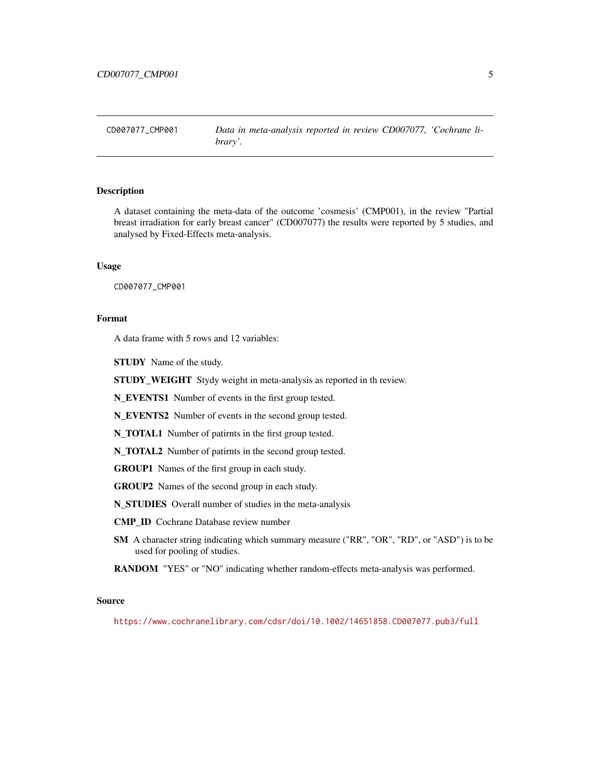CD007077_CMP001 *Data in meta-analysis reported in review CD007077, 'Cochrane library'.*

## Description

A dataset containing the meta-data of the outcome 'cosmesis' (CMP001), in the review "Partial breast irradiation for early breast cancer" (CD007077) the results were reported by 5 studies, and analysed by Fixed-Effects meta-analysis.

## Usage

```
CD007077_CMP001
```

## Format

A data frame with 5 rows and 12 variables:

**STUDY** Name of the study.

**STUDY_WEIGHT** Stydy weight in meta-analysis as reported in th review.

**N_EVENTS1** Number of events in the first group tested.

**N_EVENTS2** Number of events in the second group tested.

**N_TOTAL1** Number of patirnts in the first group tested.

**N_TOTAL2** Number of patirnts in the second group tested.

**GROUP1** Names of the first group in each study.

**GROUP2** Names of the second group in each study.

**N_STUDIES** Overall number of studies in the meta-analysis

**CMP_ID** Cochrane Database review number

**SM** A character string indicating which summary measure ("RR", "OR", "RD", or "ASD") is to be used for pooling of studies.

**RANDOM** "YES" or "NO" indicating whether random-effects meta-analysis was performed.

## Source

https://www.cochranelibrary.com/cdsr/doi/10.1002/14651858.CD007077.pub3/full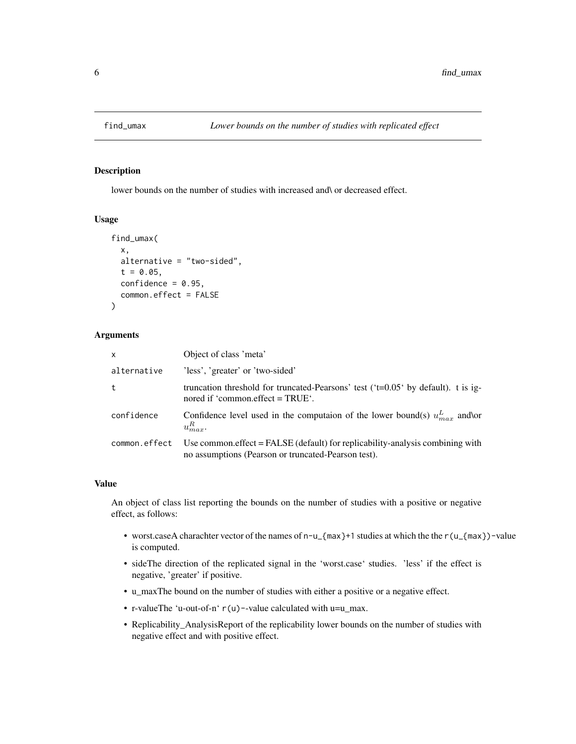`find_umax` *Lower bounds on the number of studies with replicated effect*

## Description

lower bounds on the number of studies with increased and\ or decreased effect.

## Usage

```
find_umax(
  x,
  alternative = "two-sided",
  t = 0.05,
  confidence = 0.95,
  common.effect = FALSE
)
```

## Arguments

| | |
|---|---|
| x | Object of class 'meta' |
| alternative | 'less', 'greater' or 'two-sided' |
| t | truncation threshold for truncated-Pearsons' test ('t=0.05' by default). t is ignored if 'common.effect = TRUE'. |
| confidence | Confidence level used in the computaion of the lower bound(s) $u^L_{max}$ and\or $u^R_{max}$. |
| common.effect | Use common.effect = FALSE (default) for replicability-analysis combining with no assumptions (Pearson or truncated-Pearson test). |

## Value

An object of class list reporting the bounds on the number of studies with a positive or negative effect, as follows:

- worst.caseA charachter vector of the names of `n-u_{max}+1` studies at which the the `r(u_{max})`-value is computed.
- sideThe direction of the replicated signal in the 'worst.case' studies. 'less' if the effect is negative, 'greater' if positive.
- u_maxThe bound on the number of studies with either a positive or a negative effect.
- r-valueThe 'u-out-of-n' `r(u)`–value calculated with u=u_max.
- Replicability_AnalysisReport of the replicability lower bounds on the number of studies with negative effect and with positive effect.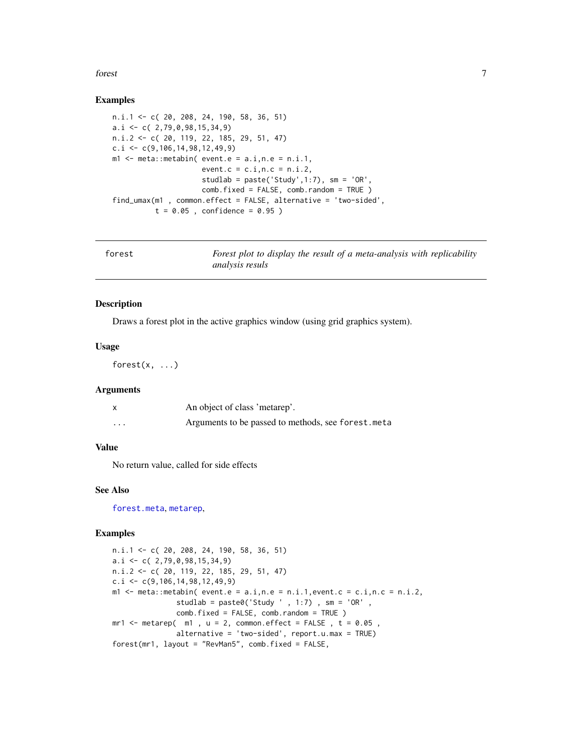### Examples

```
n.i.1 <- c( 20, 208, 24, 190, 58, 36, 51)
a.i <- c( 2,79,0,98,15,34,9)
n.i.2 <- c( 20, 119, 22, 185, 29, 51, 47)
c.i <- c(9,106,14,98,12,49,9)
m1 <- meta::metabin( event.e = a.i,n.e = n.i.1,
                     event.c = c.i,n.c = n.i.2,
                     studlab = paste('Study',1:7), sm = 'OR',
                     comb.fixed = FALSE, comb.random = TRUE )
find_umax(m1 , common.effect = FALSE, alternative = 'two-sided',
          t = 0.05 , confidence = 0.95 )
```

---

## forest — *Forest plot to display the result of a meta-analysis with replicability analysis resuls*

---

### Description

Draws a forest plot in the active graphics window (using grid graphics system).

### Usage

```
forest(x, ...)
```

### Arguments

| | |
|---|---|
| x | An object of class 'metarep'. |
| ... | Arguments to be passed to methods, see forest.meta |

### Value

No return value, called for side effects

### See Also

forest.meta, metarep,

### Examples

```
n.i.1 <- c( 20, 208, 24, 190, 58, 36, 51)
a.i <- c( 2,79,0,98,15,34,9)
n.i.2 <- c( 20, 119, 22, 185, 29, 51, 47)
c.i <- c(9,106,14,98,12,49,9)
m1 <- meta::metabin( event.e = a.i,n.e = n.i.1,event.c = c.i,n.c = n.i.2,
               studlab = paste0('Study ' , 1:7) , sm = 'OR' ,
               comb.fixed = FALSE, comb.random = TRUE )
mr1 <- metarep(  m1 , u = 2, common.effect = FALSE , t = 0.05 ,
               alternative = 'two-sided', report.u.max = TRUE)
forest(mr1, layout = "RevMan5", comb.fixed = FALSE,
```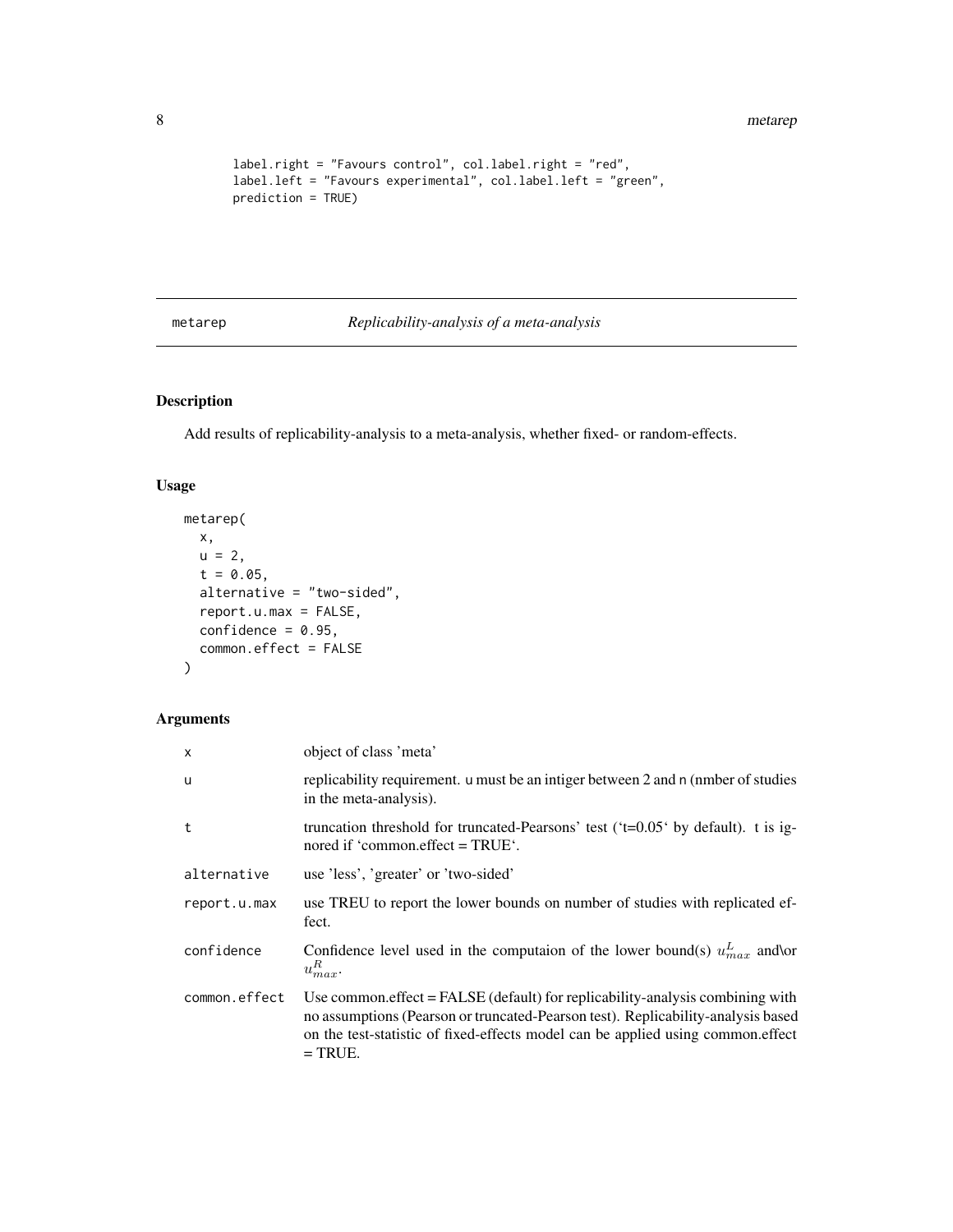```
label.right = "Favours control", col.label.right = "red",
label.left = "Favours experimental", col.label.left = "green",
prediction = TRUE)
```

---

`metarep` *Replicability-analysis of a meta-analysis*

---

## Description

Add results of replicability-analysis to a meta-analysis, whether fixed- or random-effects.

## Usage

```
metarep(
  x,
  u = 2,
  t = 0.05,
  alternative = "two-sided",
  report.u.max = FALSE,
  confidence = 0.95,
  common.effect = FALSE
)
```

## Arguments

| | |
|---|---|
| `x` | object of class 'meta' |
| `u` | replicability requirement. `u` must be an intiger between 2 and `n` (nmber of studies in the meta-analysis). |
| `t` | truncation threshold for truncated-Pearsons' test ('t=0.05' by default). t is ignored if 'common.effect = TRUE'. |
| `alternative` | use 'less', 'greater' or 'two-sided' |
| `report.u.max` | use TREU to report the lower bounds on number of studies with replicated effect. |
| `confidence` | Confidence level used in the computaion of the lower bound(s) $u^L_{max}$ and\or $u^R_{max}$. |
| `common.effect` | Use common.effect = FALSE (default) for replicability-analysis combining with no assumptions (Pearson or truncated-Pearson test). Replicability-analysis based on the test-statistic of fixed-effects model can be applied using common.effect = TRUE. |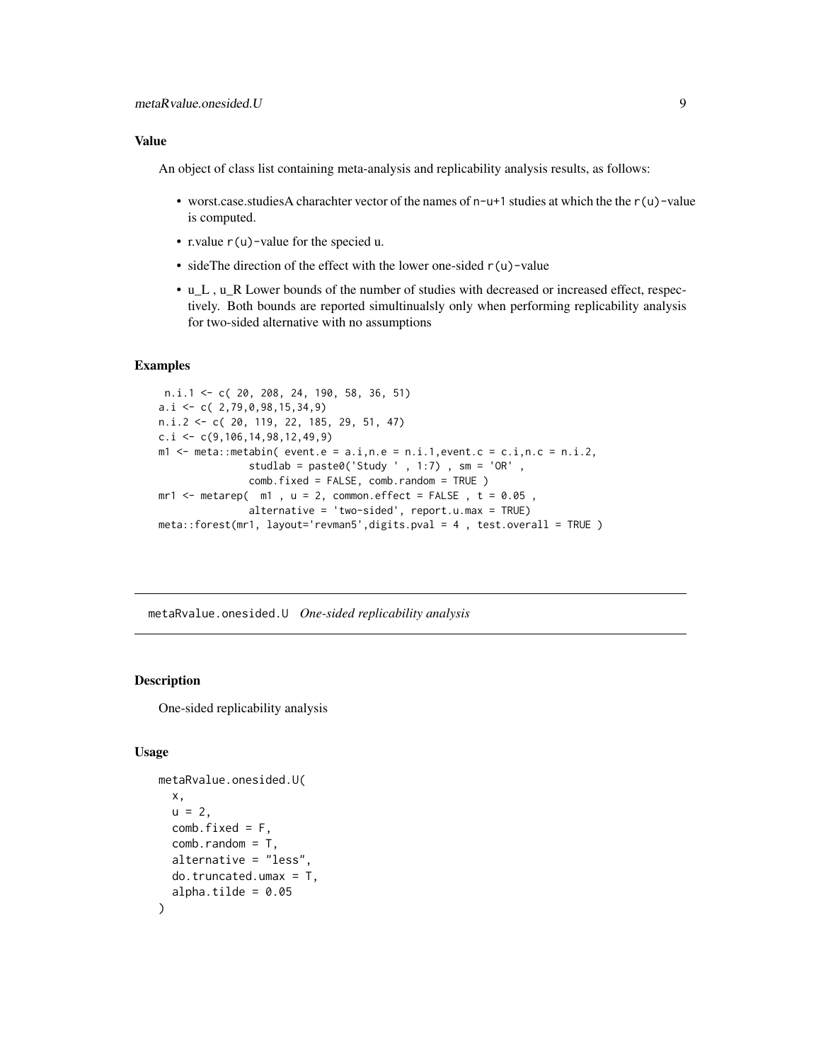### Value

An object of class list containing meta-analysis and replicability analysis results, as follows:

- worst.case.studiesA charachter vector of the names of `n-u+1` studies at which the the `r(u)`-value is computed.
- r.value `r(u)`-value for the specied u.
- sideThe direction of the effect with the lower one-sided `r(u)`-value
- u_L , u_R Lower bounds of the number of studies with decreased or increased effect, respectively. Both bounds are reported simultinualsly only when performing replicability analysis for two-sided alternative with no assumptions

### Examples

```
 n.i.1 <- c( 20, 208, 24, 190, 58, 36, 51)
a.i <- c( 2,79,0,98,15,34,9)
n.i.2 <- c( 20, 119, 22, 185, 29, 51, 47)
c.i <- c(9,106,14,98,12,49,9)
m1 <- meta::metabin( event.e = a.i,n.e = n.i.1,event.c = c.i,n.c = n.i.2,
               studlab = paste0('Study ' , 1:7) , sm = 'OR' ,
               comb.fixed = FALSE, comb.random = TRUE )
mr1 <- metarep(  m1 , u = 2, common.effect = FALSE , t = 0.05 ,
               alternative = 'two-sided', report.u.max = TRUE)
meta::forest(mr1, layout='revman5',digits.pval = 4 , test.overall = TRUE )
```

---

## metaRvalue.onesided.U *One-sided replicability analysis*

---

### Description

One-sided replicability analysis

### Usage

```
metaRvalue.onesided.U(
  x,
  u = 2,
  comb.fixed = F,
  comb.random = T,
  alternative = "less",
  do.truncated.umax = T,
  alpha.tilde = 0.05
)
```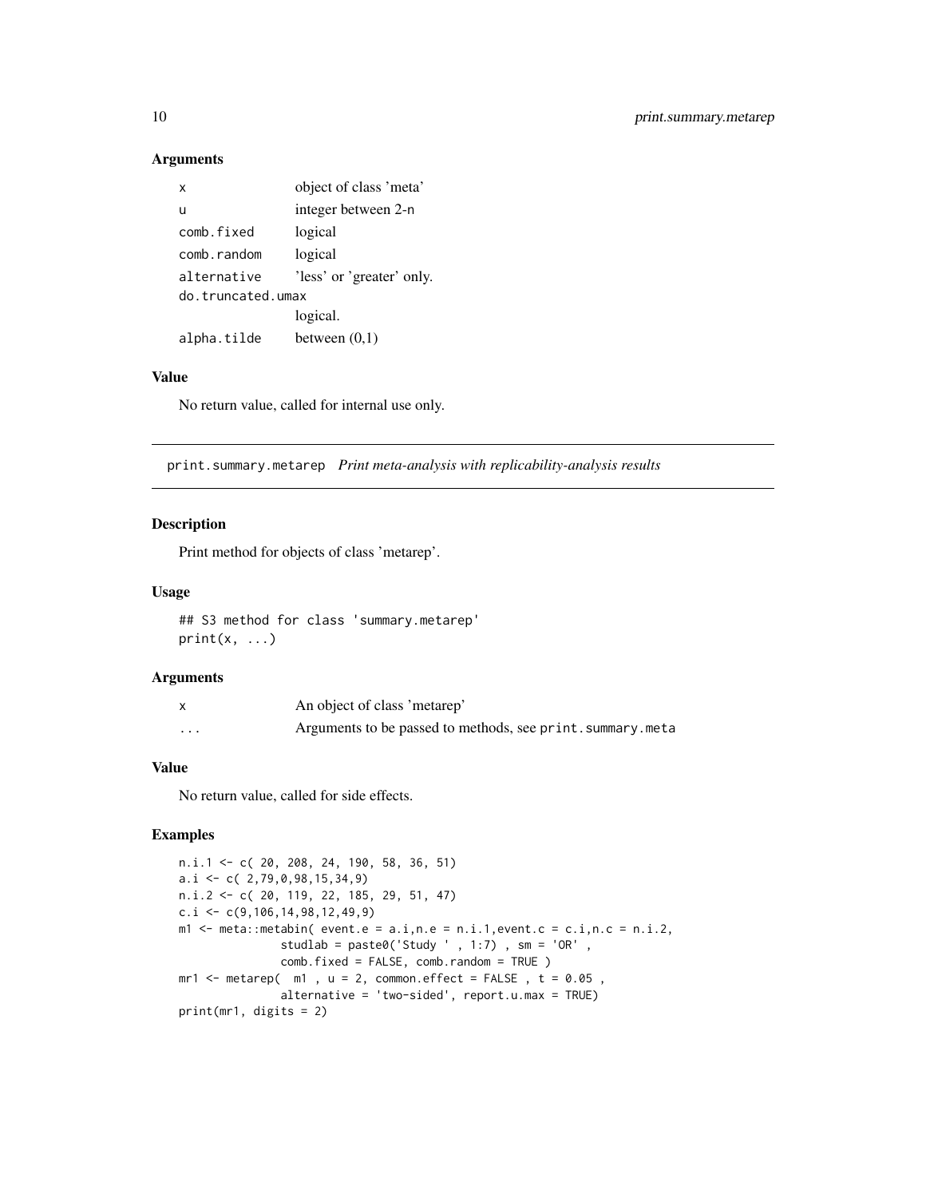### Arguments

| | |
|---|---|
| x | object of class 'meta' |
| u | integer between 2-n |
| comb.fixed | logical |
| comb.random | logical |
| alternative | 'less' or 'greater' only. |
| do.truncated.umax | logical. |
| alpha.tilde | between (0,1) |

### Value

No return value, called for internal use only.

## print.summary.metarep *Print meta-analysis with replicability-analysis results*

### Description

Print method for objects of class 'metarep'.

### Usage

```
## S3 method for class 'summary.metarep'
print(x, ...)
```

### Arguments

| | |
|---|---|
| x | An object of class 'metarep' |
| ... | Arguments to be passed to methods, see print.summary.meta |

### Value

No return value, called for side effects.

### Examples

```
n.i.1 <- c( 20, 208, 24, 190, 58, 36, 51)
a.i <- c( 2,79,0,98,15,34,9)
n.i.2 <- c( 20, 119, 22, 185, 29, 51, 47)
c.i <- c(9,106,14,98,12,49,9)
m1 <- meta::metabin( event.e = a.i,n.e = n.i.1,event.c = c.i,n.c = n.i.2,
               studlab = paste0('Study ' , 1:7) , sm = 'OR' ,
               comb.fixed = FALSE, comb.random = TRUE )
mr1 <- metarep(  m1 , u = 2, common.effect = FALSE , t = 0.05 ,
               alternative = 'two-sided', report.u.max = TRUE)
print(mr1, digits = 2)
```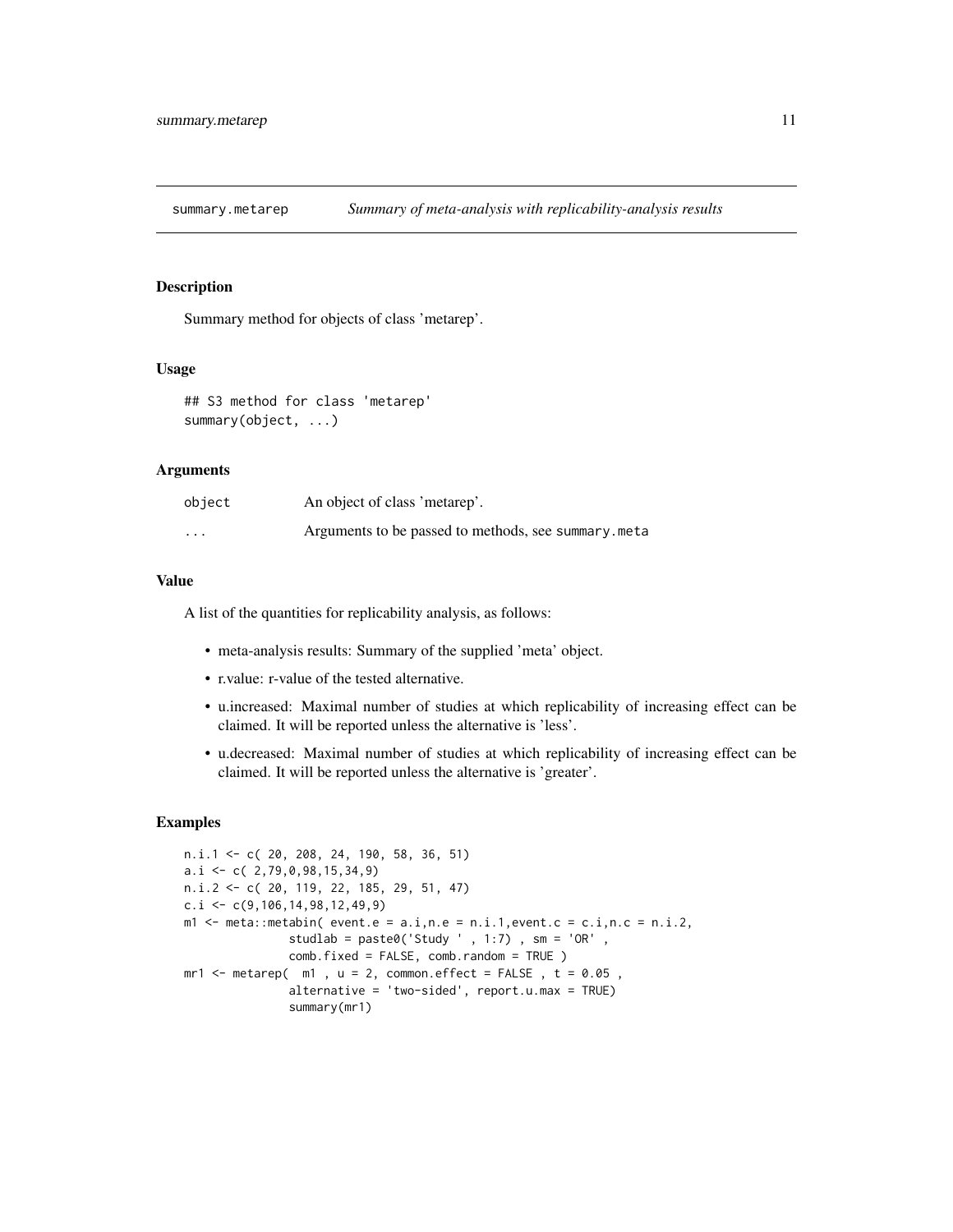## summary.metarep *Summary of meta-analysis with replicability-analysis results*

### Description

Summary method for objects of class 'metarep'.

### Usage

```
## S3 method for class 'metarep'
summary(object, ...)
```

### Arguments

| | |
|---|---|
| object | An object of class 'metarep'. |
| ... | Arguments to be passed to methods, see summary.meta |

### Value

A list of the quantities for replicability analysis, as follows:

- meta-analysis results: Summary of the supplied 'meta' object.
- r.value: r-value of the tested alternative.
- u.increased: Maximal number of studies at which replicability of increasing effect can be claimed. It will be reported unless the alternative is 'less'.
- u.decreased: Maximal number of studies at which replicability of increasing effect can be claimed. It will be reported unless the alternative is 'greater'.

### Examples

```
n.i.1 <- c( 20, 208, 24, 190, 58, 36, 51)
a.i <- c( 2,79,0,98,15,34,9)
n.i.2 <- c( 20, 119, 22, 185, 29, 51, 47)
c.i <- c(9,106,14,98,12,49,9)
m1 <- meta::metabin( event.e = a.i,n.e = n.i.1,event.c = c.i,n.c = n.i.2,
              studlab = paste0('Study ' , 1:7) , sm = 'OR' ,
              comb.fixed = FALSE, comb.random = TRUE )
mr1 <- metarep(  m1 , u = 2, common.effect = FALSE , t = 0.05 ,
              alternative = 'two-sided', report.u.max = TRUE)
              summary(mr1)
```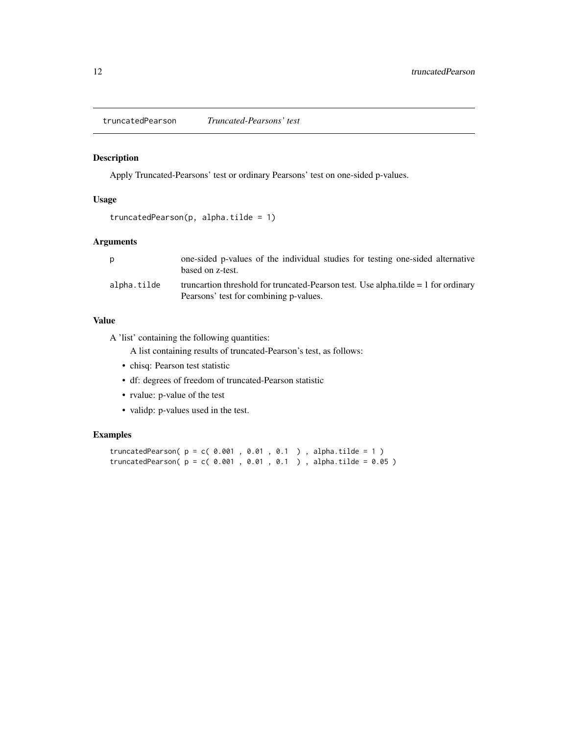## truncatedPearson *Truncated-Pearsons' test*

### Description

Apply Truncated-Pearsons' test or ordinary Pearsons' test on one-sided p-values.

### Usage

```
truncatedPearson(p, alpha.tilde = 1)
```

### Arguments

| | |
|---|---|
| p | one-sided p-values of the individual studies for testing one-sided alternative based on z-test. |
| alpha.tilde | truncartion threshold for truncated-Pearson test. Use alpha.tilde = 1 for ordinary Pearsons' test for combining p-values. |

### Value

A 'list' containing the following quantities:

A list containing results of truncated-Pearson's test, as follows:

- chisq: Pearson test statistic
- df: degrees of freedom of truncated-Pearson statistic
- rvalue: p-value of the test
- validp: p-values used in the test.

### Examples

```
truncatedPearson( p = c( 0.001 , 0.01 , 0.1  ) , alpha.tilde = 1 )
truncatedPearson( p = c( 0.001 , 0.01 , 0.1  ) , alpha.tilde = 0.05 )
```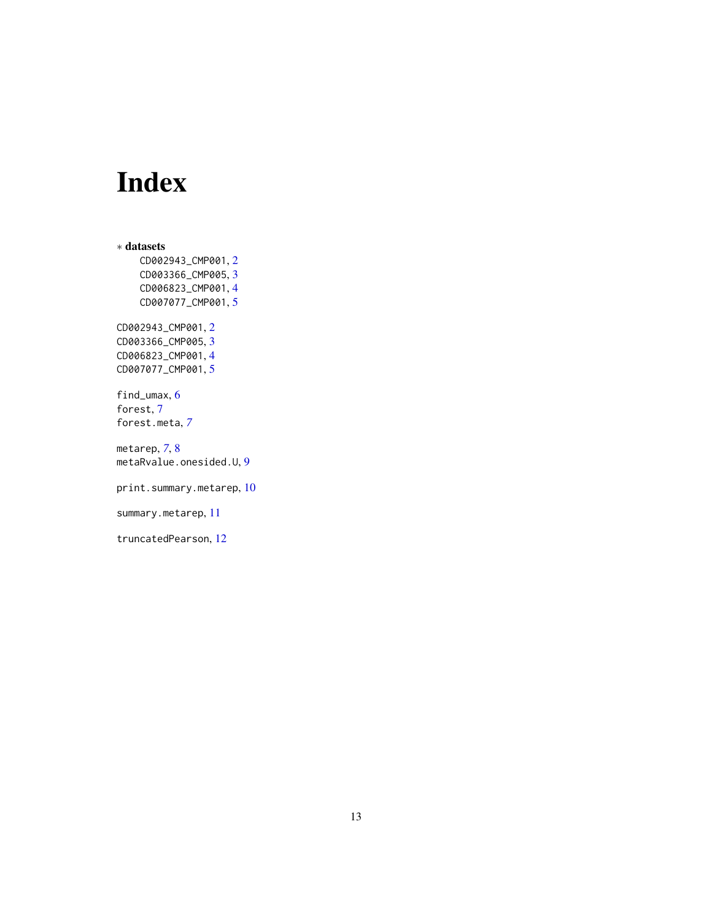# Index

∗ **datasets**

CD002943_CMP001, 2
CD003366_CMP005, 3
CD006823_CMP001, 4
CD007077_CMP001, 5

CD002943_CMP001, 2
CD003366_CMP005, 3
CD006823_CMP001, 4
CD007077_CMP001, 5

find_umax, 6
forest, 7
forest.meta, *7*

metarep, *7*, 8
metaRvalue.onesided.U, 9

print.summary.metarep, 10

summary.metarep, 11

truncatedPearson, 12